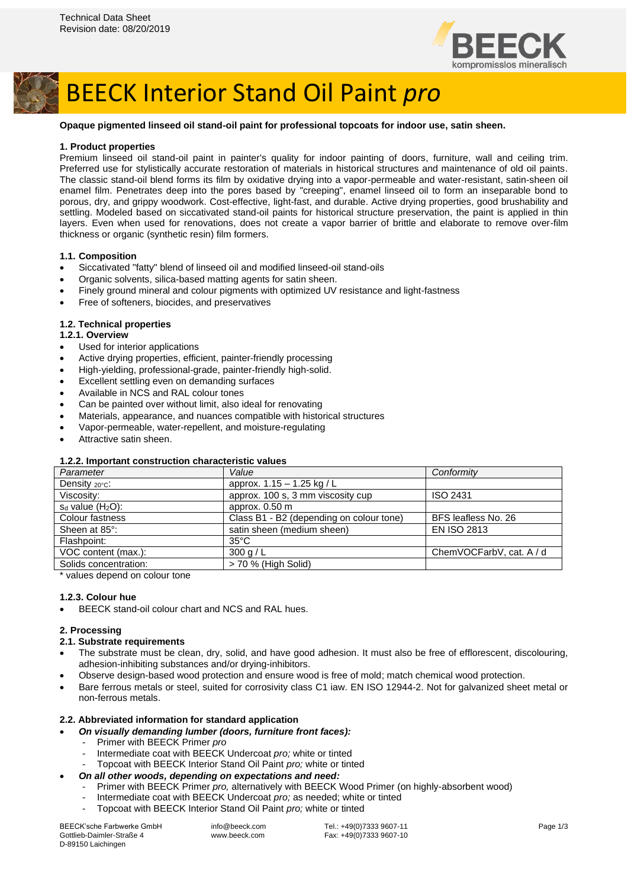Technical Data Sheet
Revision date: 08/20/2019

# BEECK Interior Stand Oil Paint *pro*

**Opaque pigmented linseed oil stand-oil paint for professional topcoats for indoor use, satin sheen.**

## 1. Product properties

Premium linseed oil stand-oil paint in painter's quality for indoor painting of doors, furniture, wall and ceiling trim. Preferred use for stylistically accurate restoration of materials in historical structures and maintenance of old oil paints. The classic stand-oil blend forms its film by oxidative drying into a vapor-permeable and water-resistant, satin-sheen oil enamel film. Penetrates deep into the pores based by "creeping", enamel linseed oil to form an inseparable bond to porous, dry, and grippy woodwork. Cost-effective, light-fast, and durable. Active drying properties, good brushability and settling. Modeled based on siccativated stand-oil paints for historical structure preservation, the paint is applied in thin layers. Even when used for renovations, does not create a vapor barrier of brittle and elaborate to remove over-film thickness or organic (synthetic resin) film formers.

### 1.1. Composition

- Siccativated "fatty" blend of linseed oil and modified linseed-oil stand-oils
- Organic solvents, silica-based matting agents for satin sheen.
- Finely ground mineral and colour pigments with optimized UV resistance and light-fastness
- Free of softeners, biocides, and preservatives

### 1.2. Technical properties

#### 1.2.1. Overview

- Used for interior applications
- Active drying properties, efficient, painter-friendly processing
- High-yielding, professional-grade, painter-friendly high-solid.
- Excellent settling even on demanding surfaces
- Available in NCS and RAL colour tones
- Can be painted over without limit, also ideal for renovating
- Materials, appearance, and nuances compatible with historical structures
- Vapor-permeable, water-repellent, and moisture-regulating
- Attractive satin sheen.

#### 1.2.2. Important construction characteristic values

| *Parameter* | *Value* | *Conformity* |
|---|---|---|
| Density $_{20°C}$: | approx. 1.15 – 1.25 kg / L | |
| Viscosity: | approx. 100 s, 3 mm viscosity cup | ISO 2431 |
| $s_d$ value ($H_2O$): | approx. 0.50 m | |
| Colour fastness | Class B1 - B2 (depending on colour tone) | BFS leafless No. 26 |
| Sheen at 85°: | satin sheen (medium sheen) | EN ISO 2813 |
| Flashpoint: | 35°C | |
| VOC content (max.): | 300 g / L | ChemVOCFarbV, cat. A / d |
| Solids concentration: | > 70 % (High Solid) | |

\* values depend on colour tone

#### 1.2.3. Colour hue

- BEECK stand-oil colour chart and NCS and RAL hues.

## 2. Processing

### 2.1. Substrate requirements

- The substrate must be clean, dry, solid, and have good adhesion. It must also be free of efflorescent, discolouring, adhesion-inhibiting substances and/or drying-inhibitors.
- Observe design-based wood protection and ensure wood is free of mold; match chemical wood protection.
- Bare ferrous metals or steel, suited for corrosivity class C1 iaw. EN ISO 12944-2. Not for galvanized sheet metal or non-ferrous metals.

### 2.2. Abbreviated information for standard application

- ***On visually demanding lumber (doors, furniture front faces):***
  - Primer with BEECK Primer *pro*
  - Intermediate coat with BEECK Undercoat *pro;* white or tinted
  - Topcoat with BEECK Interior Stand Oil Paint *pro;* white or tinted
- ***On all other woods, depending on expectations and need:***
  - Primer with BEECK Primer *pro,* alternatively with BEECK Wood Primer (on highly-absorbent wood)
  - Intermediate coat with BEECK Undercoat *pro;* as needed; white or tinted
  - Topcoat with BEECK Interior Stand Oil Paint *pro;* white or tinted

BEECK'sche Farbwerke GmbH
Gottlieb-Daimler-Straße 4
D-89150 Laichingen

info@beeck.com
www.beeck.com

Tel.: +49(0)7333 9607-11
Fax: +49(0)7333 9607-10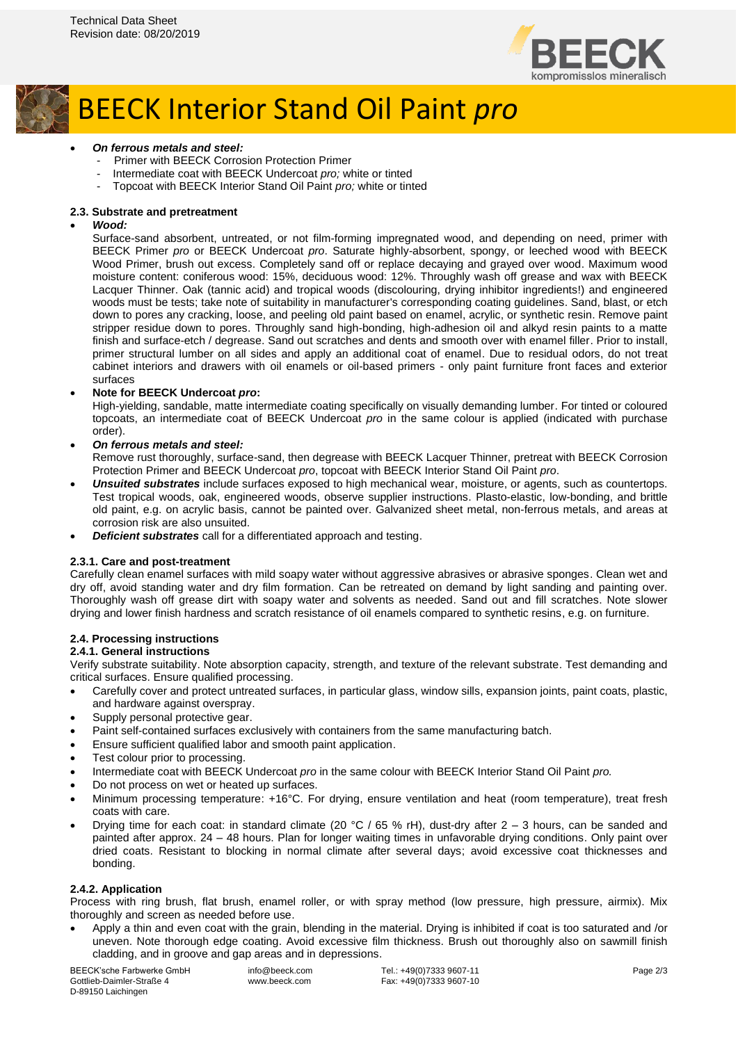- ***On ferrous metals and steel:***
  - Primer with BEECK Corrosion Protection Primer
  - Intermediate coat with BEECK Undercoat *pro;* white or tinted
  - Topcoat with BEECK Interior Stand Oil Paint *pro;* white or tinted

### 2.3. Substrate and pretreatment

- ***Wood:***
  Surface-sand absorbent, untreated, or not film-forming impregnated wood, and depending on need, primer with BEECK Primer *pro* or BEECK Undercoat *pro*. Saturate highly-absorbent, spongy, or leeched wood with BEECK Wood Primer, brush out excess. Completely sand off or replace decaying and grayed over wood. Maximum wood moisture content: coniferous wood: 15%, deciduous wood: 12%. Throughly wash off grease and wax with BEECK Lacquer Thinner. Oak (tannic acid) and tropical woods (discolouring, drying inhibitor ingredients!) and engineered woods must be tests; take note of suitability in manufacturer's corresponding coating guidelines. Sand, blast, or etch down to pores any cracking, loose, and peeling old paint based on enamel, acrylic, or synthetic resin. Remove paint stripper residue down to pores. Throughly sand high-bonding, high-adhesion oil and alkyd resin paints to a matte finish and surface-etch / degrease. Sand out scratches and dents and smooth over with enamel filler. Prior to install, primer structural lumber on all sides and apply an additional coat of enamel. Due to residual odors, do not treat cabinet interiors and drawers with oil enamels or oil-based primers - only paint furniture front faces and exterior surfaces
- **Note for BEECK Undercoat *pro*:**
  High-yielding, sandable, matte intermediate coating specifically on visually demanding lumber. For tinted or coloured topcoats, an intermediate coat of BEECK Undercoat *pro* in the same colour is applied (indicated with purchase order).
- ***On ferrous metals and steel:***
  Remove rust thoroughly, surface-sand, then degrease with BEECK Lacquer Thinner, pretreat with BEECK Corrosion Protection Primer and BEECK Undercoat *pro*, topcoat with BEECK Interior Stand Oil Paint *pro*.
- ***Unsuited substrates*** include surfaces exposed to high mechanical wear, moisture, or agents, such as countertops. Test tropical woods, oak, engineered woods, observe supplier instructions. Plasto-elastic, low-bonding, and brittle old paint, e.g. on acrylic basis, cannot be painted over. Galvanized sheet metal, non-ferrous metals, and areas at corrosion risk are also unsuited.
- ***Deficient substrates*** call for a differentiated approach and testing.

#### 2.3.1. Care and post-treatment

Carefully clean enamel surfaces with mild soapy water without aggressive abrasives or abrasive sponges. Clean wet and dry off, avoid standing water and dry film formation. Can be retreated on demand by light sanding and painting over. Thoroughly wash off grease dirt with soapy water and solvents as needed. Sand out and fill scratches. Note slower drying and lower finish hardness and scratch resistance of oil enamels compared to synthetic resins, e.g. on furniture.

### 2.4. Processing instructions

#### 2.4.1. General instructions

Verify substrate suitability. Note absorption capacity, strength, and texture of the relevant substrate. Test demanding and critical surfaces. Ensure qualified processing.

- Carefully cover and protect untreated surfaces, in particular glass, window sills, expansion joints, paint coats, plastic, and hardware against overspray.
- Supply personal protective gear.
- Paint self-contained surfaces exclusively with containers from the same manufacturing batch.
- Ensure sufficient qualified labor and smooth paint application.
- Test colour prior to processing.
- Intermediate coat with BEECK Undercoat *pro* in the same colour with BEECK Interior Stand Oil Paint *pro.*
- Do not process on wet or heated up surfaces.
- Minimum processing temperature: +16°C. For drying, ensure ventilation and heat (room temperature), treat fresh coats with care.
- Drying time for each coat: in standard climate (20 °C / 65 % rH), dust-dry after 2 – 3 hours, can be sanded and painted after approx. 24 – 48 hours. Plan for longer waiting times in unfavorable drying conditions. Only paint over dried coats. Resistant to blocking in normal climate after several days; avoid excessive coat thicknesses and bonding.

#### 2.4.2. Application

Process with ring brush, flat brush, enamel roller, or with spray method (low pressure, high pressure, airmix). Mix thoroughly and screen as needed before use.

- Apply a thin and even coat with the grain, blending in the material. Drying is inhibited if coat is too saturated and /or uneven. Note thorough edge coating. Avoid excessive film thickness. Brush out thoroughly also on sawmill finish cladding, and in groove and gap areas and in depressions.

BEECK'sche Farbwerke GmbH
Gottlieb-Daimler-Straße 4
D-89150 Laichingen

info@beeck.com
www.beeck.com

Tel.: +49(0)7333 9607-11
Fax: +49(0)7333 9607-10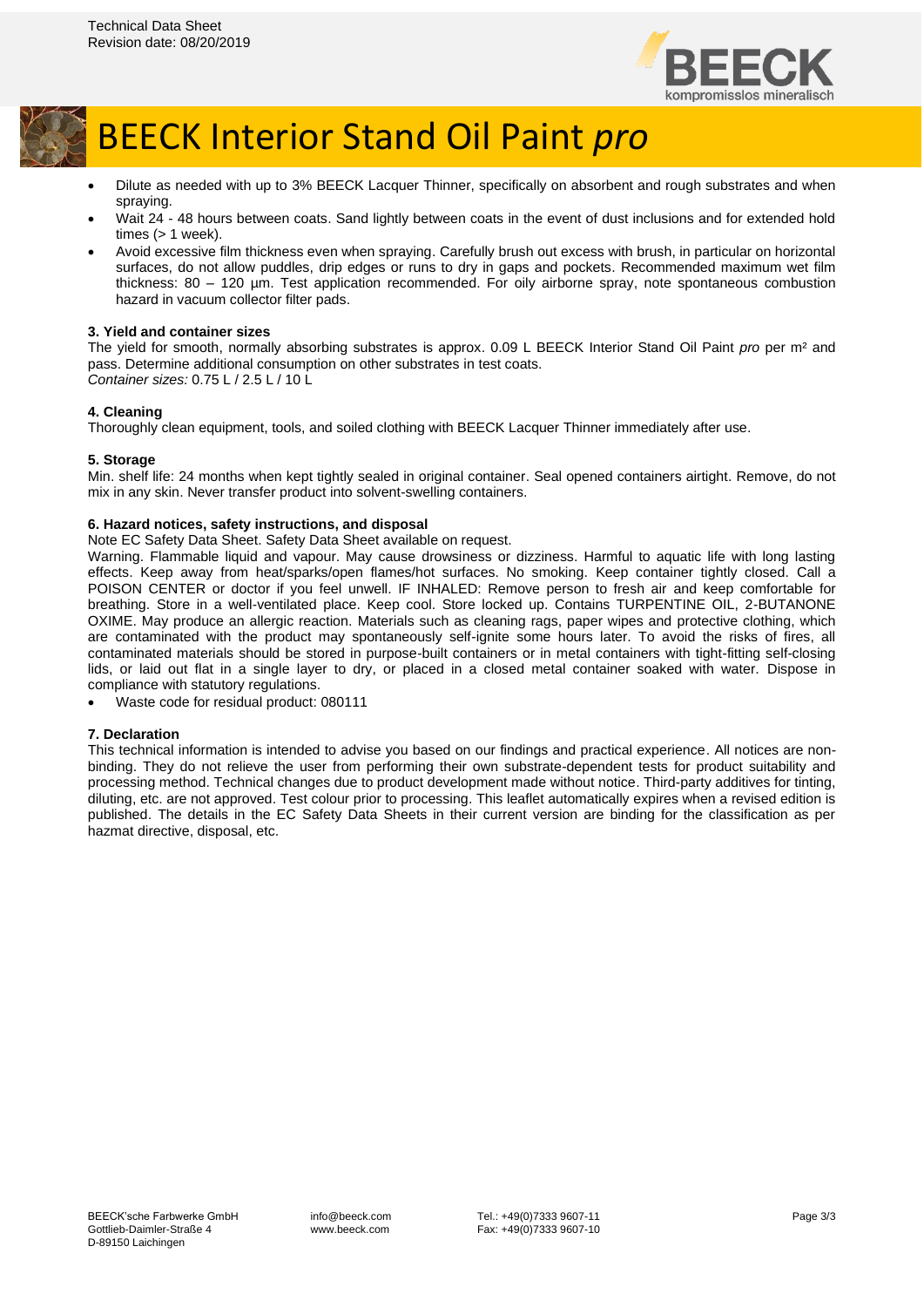# BEECK Interior Stand Oil Paint *pro*

- Dilute as needed with up to 3% BEECK Lacquer Thinner, specifically on absorbent and rough substrates and when spraying.
- Wait 24 - 48 hours between coats. Sand lightly between coats in the event of dust inclusions and for extended hold times (> 1 week).
- Avoid excessive film thickness even when spraying. Carefully brush out excess with brush, in particular on horizontal surfaces, do not allow puddles, drip edges or runs to dry in gaps and pockets. Recommended maximum wet film thickness: 80 – 120 µm. Test application recommended. For oily airborne spray, note spontaneous combustion hazard in vacuum collector filter pads.

### 3. Yield and container sizes

The yield for smooth, normally absorbing substrates is approx. 0.09 L BEECK Interior Stand Oil Paint *pro* per m² and pass. Determine additional consumption on other substrates in test coats.
*Container sizes:* 0.75 L / 2.5 L / 10 L

### 4. Cleaning

Thoroughly clean equipment, tools, and soiled clothing with BEECK Lacquer Thinner immediately after use.

### 5. Storage

Min. shelf life: 24 months when kept tightly sealed in original container. Seal opened containers airtight. Remove, do not mix in any skin. Never transfer product into solvent-swelling containers.

### 6. Hazard notices, safety instructions, and disposal

Note EC Safety Data Sheet. Safety Data Sheet available on request.
Warning. Flammable liquid and vapour. May cause drowsiness or dizziness. Harmful to aquatic life with long lasting effects. Keep away from heat/sparks/open flames/hot surfaces. No smoking. Keep container tightly closed. Call a POISON CENTER or doctor if you feel unwell. IF INHALED: Remove person to fresh air and keep comfortable for breathing. Store in a well-ventilated place. Keep cool. Store locked up. Contains TURPENTINE OIL, 2-BUTANONE OXIME. May produce an allergic reaction. Materials such as cleaning rags, paper wipes and protective clothing, which are contaminated with the product may spontaneously self-ignite some hours later. To avoid the risks of fires, all contaminated materials should be stored in purpose-built containers or in metal containers with tight-fitting self-closing lids, or laid out flat in a single layer to dry, or placed in a closed metal container soaked with water. Dispose in compliance with statutory regulations.

- Waste code for residual product: 080111

### 7. Declaration

This technical information is intended to advise you based on our findings and practical experience. All notices are non-binding. They do not relieve the user from performing their own substrate-dependent tests for product suitability and processing method. Technical changes due to product development made without notice. Third-party additives for tinting, diluting, etc. are not approved. Test colour prior to processing. This leaflet automatically expires when a revised edition is published. The details in the EC Safety Data Sheets in their current version are binding for the classification as per hazmat directive, disposal, etc.